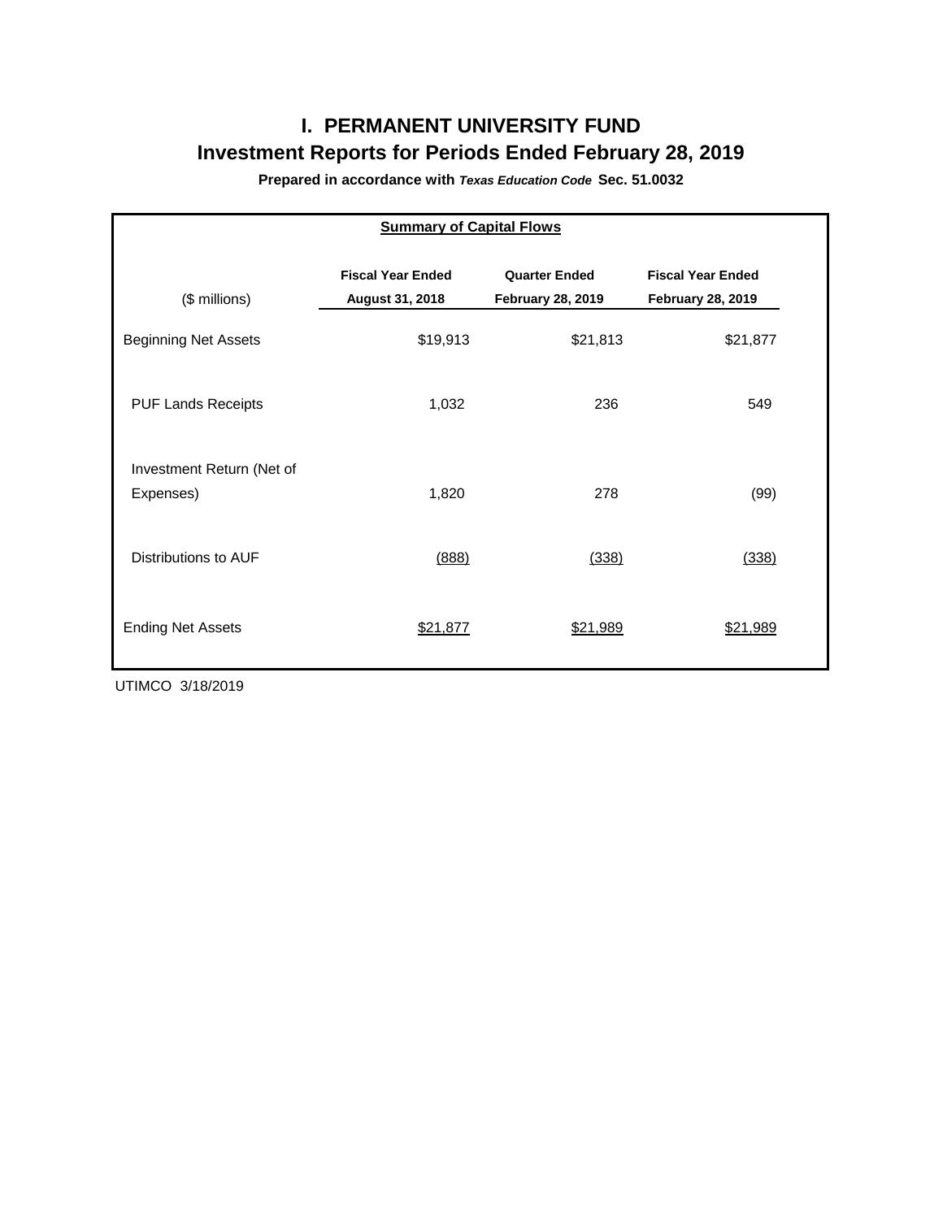# I. PERMANENT UNIVERSITY FUND

## Investment Reports for Periods Ended February 28, 2019

**Prepared in accordance with *Texas Education Code* Sec. 51.0032**

**Summary of Capital Flows**

| ($ millions) | Fiscal Year Ended August 31, 2018 | Quarter Ended February 28, 2019 | Fiscal Year Ended February 28, 2019 |
|---|---|---|---|
| Beginning Net Assets | $19,913 | $21,813 | $21,877 |
| PUF Lands Receipts | 1,032 | 236 | 549 |
| Investment Return (Net of Expenses) | 1,820 | 278 | (99) |
| Distributions to AUF | (888) | (338) | (338) |
| Ending Net Assets | $21,877 | $21,989 | $21,989 |

UTIMCO 3/18/2019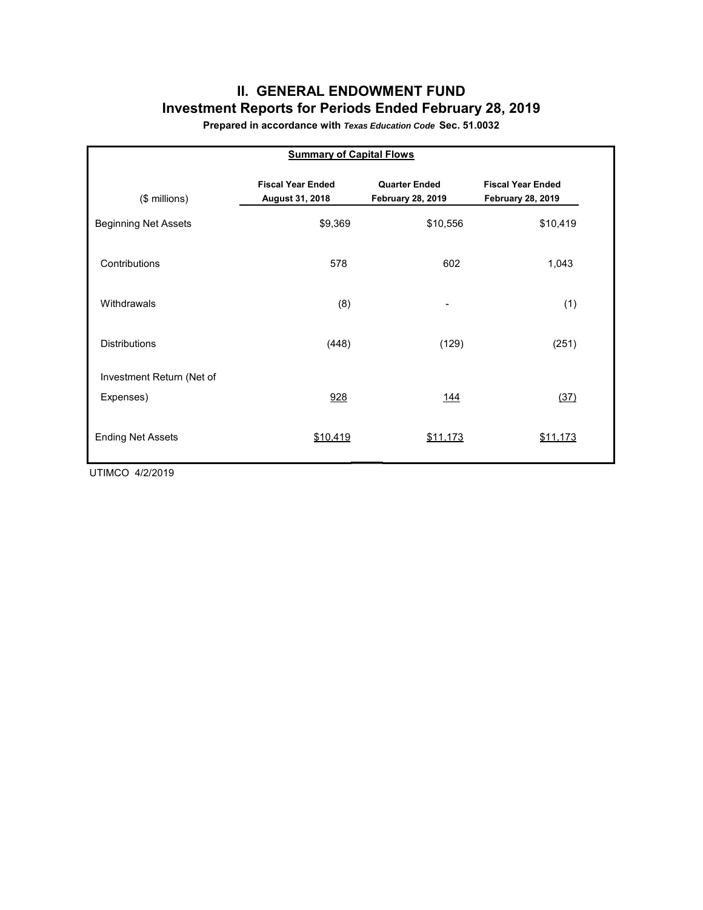# II. GENERAL ENDOWMENT FUND

## Investment Reports for Periods Ended February 28, 2019

**Prepared in accordance with *Texas Education Code* Sec. 51.0032**

**Summary of Capital Flows**

| ($ millions) | Fiscal Year Ended August 31, 2018 | Quarter Ended February 28, 2019 | Fiscal Year Ended February 28, 2019 |
|---|---|---|---|
| Beginning Net Assets | $9,369 | $10,556 | $10,419 |
| Contributions | 578 | 602 | 1,043 |
| Withdrawals | (8) | - | (1) |
| Distributions | (448) | (129) | (251) |
| Investment Return (Net of Expenses) | 928 | 144 | (37) |
| Ending Net Assets | $10,419 | $11,173 | $11,173 |

UTIMCO 4/2/2019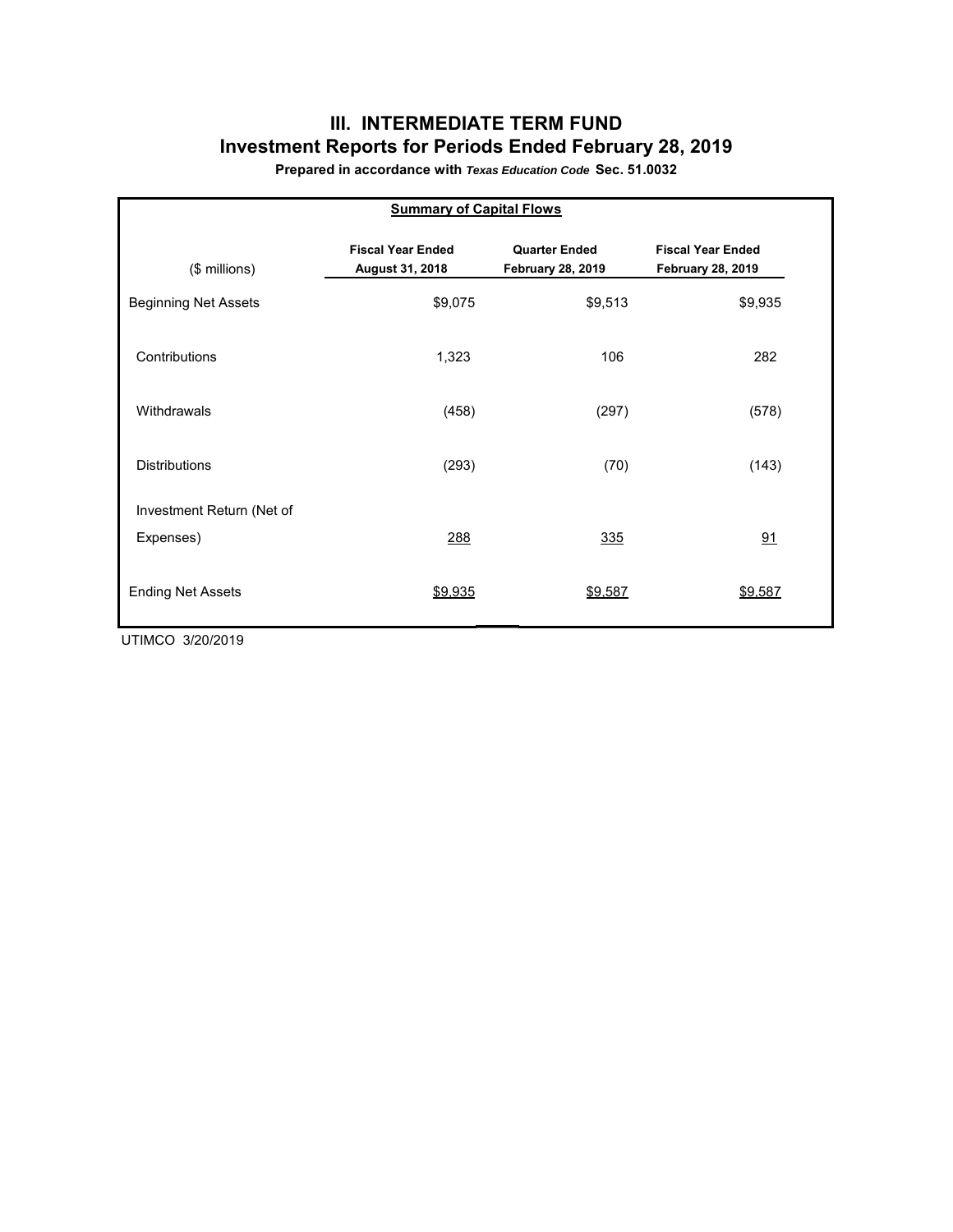# III. INTERMEDIATE TERM FUND

## Investment Reports for Periods Ended February 28, 2019

**Prepared in accordance with *Texas Education Code* Sec. 51.0032**

**Summary of Capital Flows**

| ($ millions) | Fiscal Year Ended August 31, 2018 | Quarter Ended February 28, 2019 | Fiscal Year Ended February 28, 2019 |
|---|---|---|---|
| Beginning Net Assets | $9,075 | $9,513 | $9,935 |
| Contributions | 1,323 | 106 | 282 |
| Withdrawals | (458) | (297) | (578) |
| Distributions | (293) | (70) | (143) |
| Investment Return (Net of Expenses) | 288 | 335 | 91 |
| Ending Net Assets | $9,935 | $9,587 | $9,587 |

UTIMCO 3/20/2019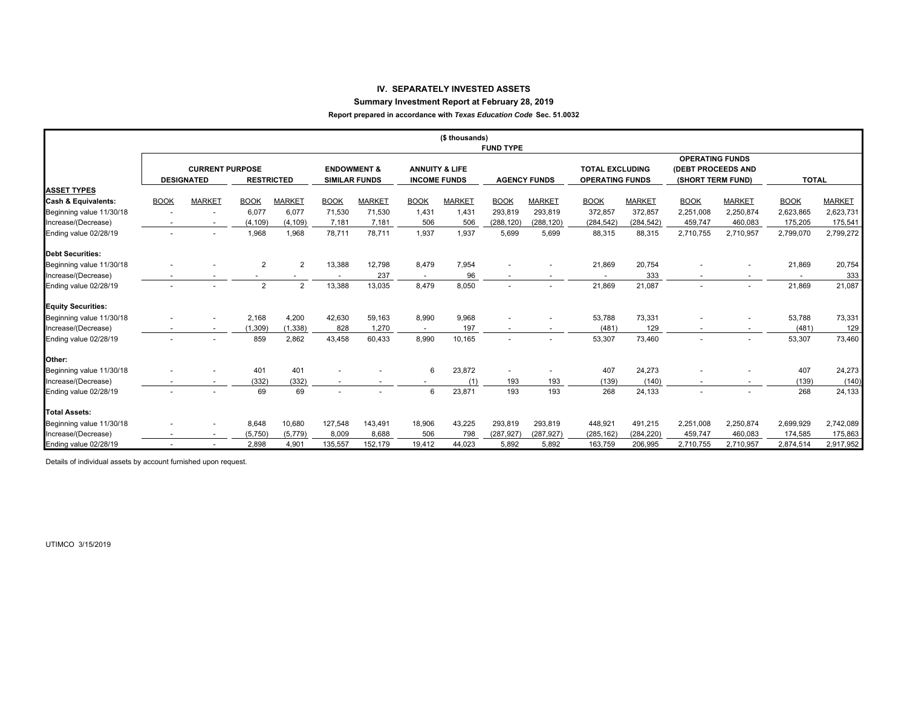# IV. SEPARATELY INVESTED ASSETS

## Summary Investment Report at February 28, 2019

**Report prepared in accordance with *Texas Education Code* Sec. 51.0032**

($ thousands)

FUND TYPE

| | CURRENT PURPOSE | | | | ENDOWMENT & SIMILAR FUNDS | | ANNUITY & LIFE INCOME FUNDS | | AGENCY FUNDS | | TOTAL EXCLUDING OPERATING FUNDS | | OPERATING FUNDS (DEBT PROCEEDS AND (SHORT TERM FUND) | | TOTAL | |
|---|---|---|---|---|---|---|---|---|---|---|---|---|---|---|---|---|
| | DESIGNATED | | RESTRICTED | | | | | | | | | | | | | |
| **ASSET TYPES** | | | | | | | | | | | | | | | | |
| **Cash & Equivalents:** | BOOK | MARKET | BOOK | MARKET | BOOK | MARKET | BOOK | MARKET | BOOK | MARKET | BOOK | MARKET | BOOK | MARKET | BOOK | MARKET |
| Beginning value 11/30/18 | - | - | 6,077 | 6,077 | 71,530 | 71,530 | 1,431 | 1,431 | 293,819 | 293,819 | 372,857 | 372,857 | 2,251,008 | 2,250,874 | 2,623,865 | 2,623,731 |
| Increase/(Decrease) | - | - | (4,109) | (4,109) | 7,181 | 7,181 | 506 | 506 | (288,120) | (288,120) | (284,542) | (284,542) | 459,747 | 460,083 | 175,205 | 175,541 |
| Ending value 02/28/19 | - | - | 1,968 | 1,968 | 78,711 | 78,711 | 1,937 | 1,937 | 5,699 | 5,699 | 88,315 | 88,315 | 2,710,755 | 2,710,957 | 2,799,070 | 2,799,272 |
| **Debt Securities:** | | | | | | | | | | | | | | | | |
| Beginning value 11/30/18 | - | - | 2 | 2 | 13,388 | 12,798 | 8,479 | 7,954 | - | - | 21,869 | 20,754 | - | - | 21,869 | 20,754 |
| Increase/(Decrease) | - | - | - | - | - | 237 | - | 96 | - | - | - | 333 | - | - | - | 333 |
| Ending value 02/28/19 | - | - | 2 | 2 | 13,388 | 13,035 | 8,479 | 8,050 | - | - | 21,869 | 21,087 | - | - | 21,869 | 21,087 |
| **Equity Securities:** | | | | | | | | | | | | | | | | |
| Beginning value 11/30/18 | - | - | 2,168 | 4,200 | 42,630 | 59,163 | 8,990 | 9,968 | - | - | 53,788 | 73,331 | - | - | 53,788 | 73,331 |
| Increase/(Decrease) | - | - | (1,309) | (1,338) | 828 | 1,270 | - | 197 | - | - | (481) | 129 | - | - | (481) | 129 |
| Ending value 02/28/19 | - | - | 859 | 2,862 | 43,458 | 60,433 | 8,990 | 10,165 | - | - | 53,307 | 73,460 | - | - | 53,307 | 73,460 |
| **Other:** | | | | | | | | | | | | | | | | |
| Beginning value 11/30/18 | - | - | 401 | 401 | - | - | 6 | 23,872 | - | - | 407 | 24,273 | - | - | 407 | 24,273 |
| Increase/(Decrease) | - | - | (332) | (332) | - | - | - | (1) | 193 | 193 | (139) | (140) | - | - | (139) | (140) |
| Ending value 02/28/19 | - | - | 69 | 69 | - | - | 6 | 23,871 | 193 | 193 | 268 | 24,133 | - | - | 268 | 24,133 |
| **Total Assets:** | | | | | | | | | | | | | | | | |
| Beginning value 11/30/18 | - | - | 8,648 | 10,680 | 127,548 | 143,491 | 18,906 | 43,225 | 293,819 | 293,819 | 448,921 | 491,215 | 2,251,008 | 2,250,874 | 2,699,929 | 2,742,089 |
| Increase/(Decrease) | - | - | (5,750) | (5,779) | 8,009 | 8,688 | 506 | 798 | (287,927) | (287,927) | (285,162) | (284,220) | 459,747 | 460,083 | 174,585 | 175,863 |
| Ending value 02/28/19 | - | - | 2,898 | 4,901 | 135,557 | 152,179 | 19,412 | 44,023 | 5,892 | 5,892 | 163,759 | 206,995 | 2,710,755 | 2,710,957 | 2,874,514 | 2,917,952 |

Details of individual assets by account furnished upon request.

UTIMCO 3/15/2019